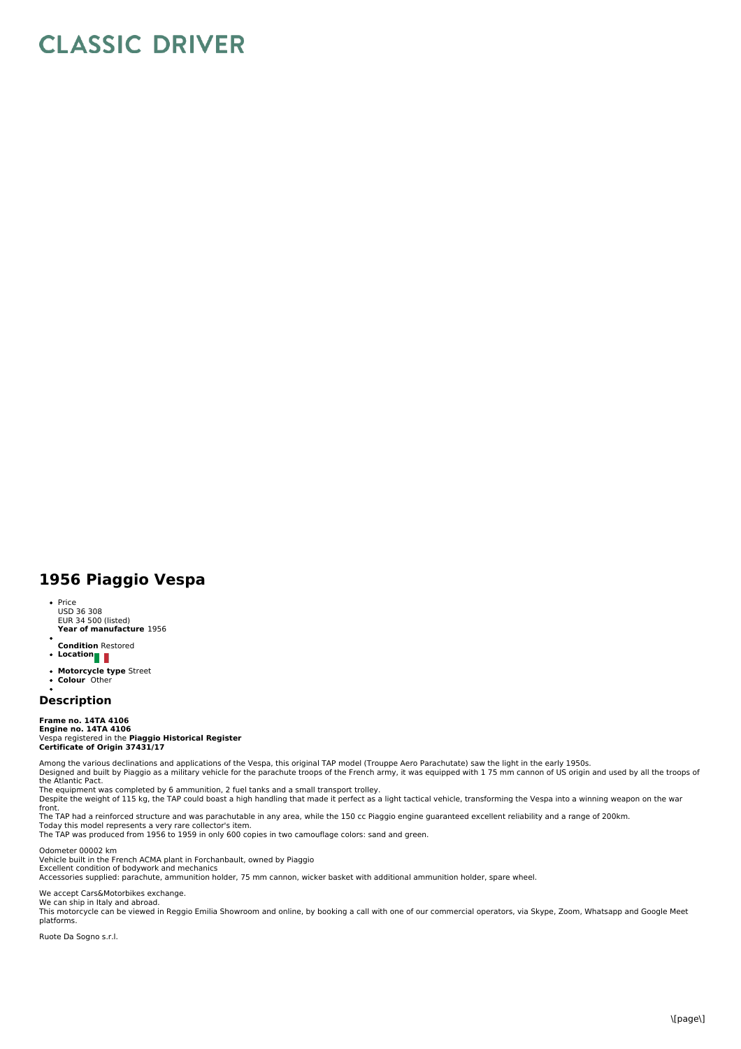# CLASSIC DRIVER

## 1956 Piaggio Vespa

- Price
  USD 36 308
  EUR 34 500 (listed)
  **Year of manufacture** 1956
- **Condition** Restored
- **Location**
- **Motorcycle type** Street
- **Colour** Other

## Description

**Frame no. 14TA 4106**
**Engine no. 14TA 4106**
Vespa registered in the **Piaggio Historical Register**
**Certificate of Origin 37431/17**

Among the various declinations and applications of the Vespa, this original TAP model (Trouppe Aero Parachutate) saw the light in the early 1950s.
Designed and built by Piaggio as a military vehicle for the parachute troops of the French army, it was equipped with 1 75 mm cannon of US origin and used by all the troops of the Atlantic Pact.
The equipment was completed by 6 ammunition, 2 fuel tanks and a small transport trolley.
Despite the weight of 115 kg, the TAP could boast a high handling that made it perfect as a light tactical vehicle, transforming the Vespa into a winning weapon on the war front.
The TAP had a reinforced structure and was parachutable in any area, while the 150 cc Piaggio engine guaranteed excellent reliability and a range of 200km.
Today this model represents a very rare collector's item.
The TAP was produced from 1956 to 1959 in only 600 copies in two camouflage colors: sand and green.

Odometer 00002 km
Vehicle built in the French ACMA plant in Forchanbault, owned by Piaggio
Excellent condition of bodywork and mechanics
Accessories supplied: parachute, ammunition holder, 75 mm cannon, wicker basket with additional ammunition holder, spare wheel.

We accept Cars&Motorbikes exchange.
We can ship in Italy and abroad.
This motorcycle can be viewed in Reggio Emilia Showroom and online, by booking a call with one of our commercial operators, via Skype, Zoom, Whatsapp and Google Meet platforms.

Ruote Da Sogno s.r.l.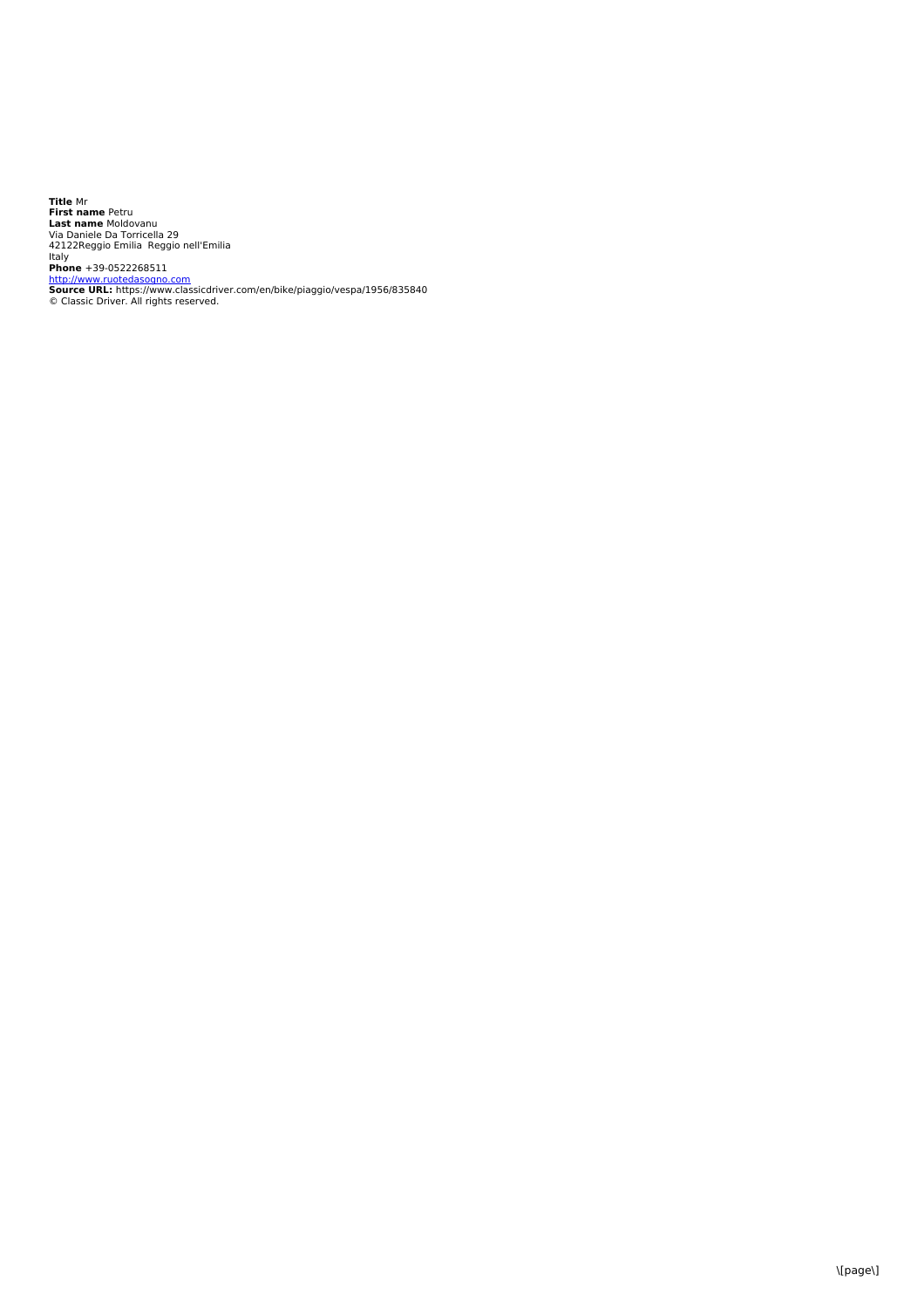**Title** Mr
**First name** Petru
**Last name** Moldovanu
Via Daniele Da Torricella 29
42122Reggio Emilia  Reggio nell'Emilia
Italy
**Phone** +39-0522268511
[http://www.ruotedasogno.com](http://www.ruotedasogno.com)
**Source URL:** https://www.classicdriver.com/en/bike/piaggio/vespa/1956/835840
© Classic Driver. All rights reserved.